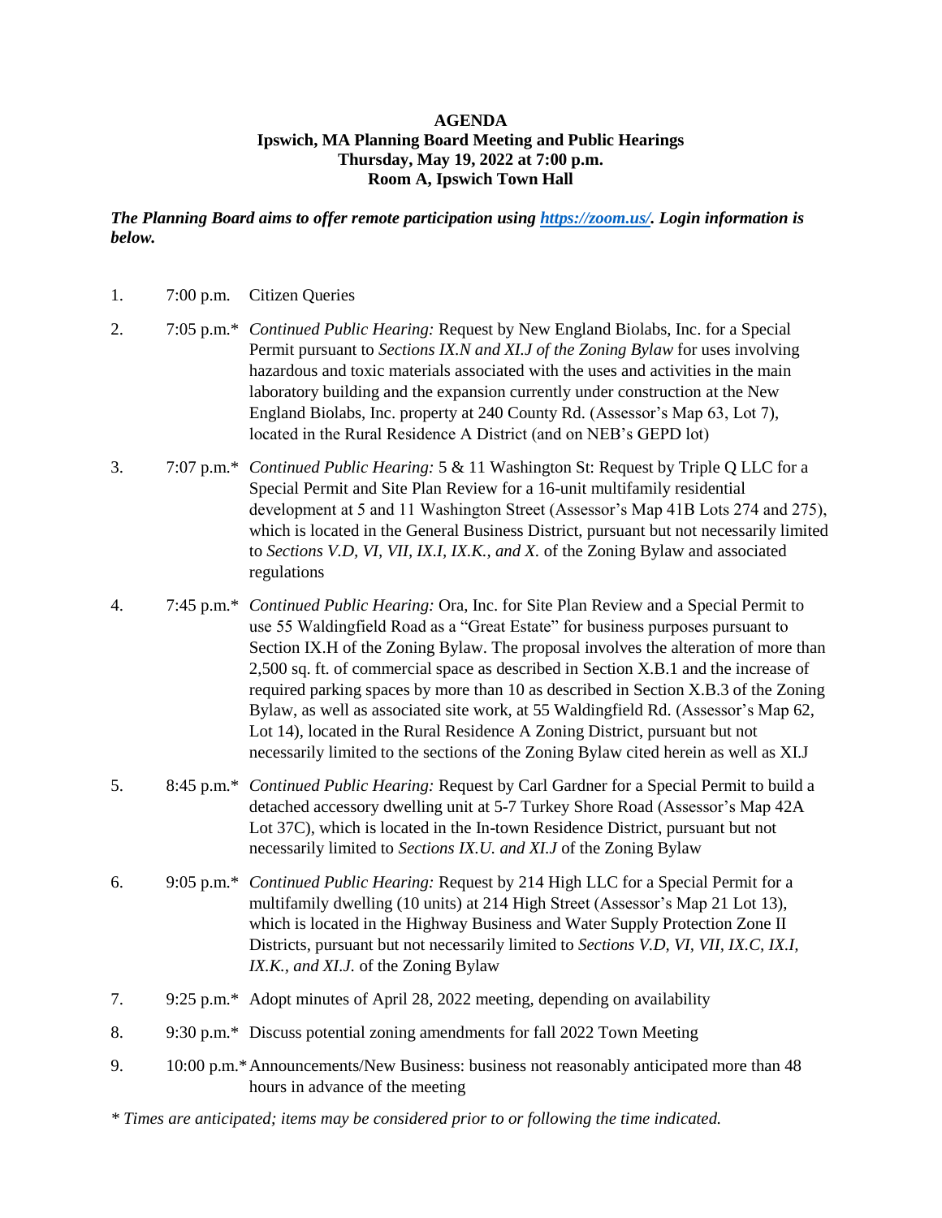**AGENDA**
**Ipswich, MA Planning Board Meeting and Public Hearings**
**Thursday, May 19, 2022 at 7:00 p.m.**
**Room A, Ipswich Town Hall**

***The Planning Board aims to offer remote participation using [https://zoom.us/](https://zoom.us/). Login information is below.***

1. 7:00 p.m. Citizen Queries

2. 7:05 p.m.* *Continued Public Hearing:* Request by New England Biolabs, Inc. for a Special Permit pursuant to *Sections IX.N and XI.J of the Zoning Bylaw* for uses involving hazardous and toxic materials associated with the uses and activities in the main laboratory building and the expansion currently under construction at the New England Biolabs, Inc. property at 240 County Rd. (Assessor's Map 63, Lot 7), located in the Rural Residence A District (and on NEB's GEPD lot)

3. 7:07 p.m.* *Continued Public Hearing:* 5 & 11 Washington St: Request by Triple Q LLC for a Special Permit and Site Plan Review for a 16-unit multifamily residential development at 5 and 11 Washington Street (Assessor's Map 41B Lots 274 and 275), which is located in the General Business District, pursuant but not necessarily limited to *Sections V.D, VI, VII, IX.I, IX.K., and X.* of the Zoning Bylaw and associated regulations

4. 7:45 p.m.* *Continued Public Hearing:* Ora, Inc. for Site Plan Review and a Special Permit to use 55 Waldingfield Road as a "Great Estate" for business purposes pursuant to Section IX.H of the Zoning Bylaw. The proposal involves the alteration of more than 2,500 sq. ft. of commercial space as described in Section X.B.1 and the increase of required parking spaces by more than 10 as described in Section X.B.3 of the Zoning Bylaw, as well as associated site work, at 55 Waldingfield Rd. (Assessor's Map 62, Lot 14), located in the Rural Residence A Zoning District, pursuant but not necessarily limited to the sections of the Zoning Bylaw cited herein as well as XI.J

5. 8:45 p.m.* *Continued Public Hearing:* Request by Carl Gardner for a Special Permit to build a detached accessory dwelling unit at 5-7 Turkey Shore Road (Assessor's Map 42A Lot 37C), which is located in the In-town Residence District, pursuant but not necessarily limited to *Sections IX.U. and XI.J* of the Zoning Bylaw

6. 9:05 p.m.* *Continued Public Hearing:* Request by 214 High LLC for a Special Permit for a multifamily dwelling (10 units) at 214 High Street (Assessor's Map 21 Lot 13), which is located in the Highway Business and Water Supply Protection Zone II Districts, pursuant but not necessarily limited to *Sections V.D, VI, VII, IX.C, IX.I, IX.K., and XI.J.* of the Zoning Bylaw

7. 9:25 p.m.* Adopt minutes of April 28, 2022 meeting, depending on availability

8. 9:30 p.m.* Discuss potential zoning amendments for fall 2022 Town Meeting

9. 10:00 p.m.* Announcements/New Business: business not reasonably anticipated more than 48 hours in advance of the meeting

*\* Times are anticipated; items may be considered prior to or following the time indicated.*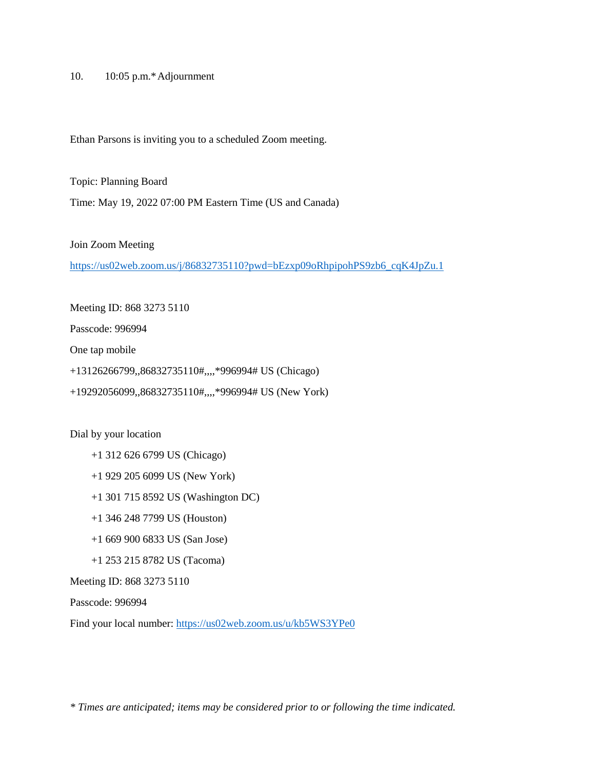10. 10:05 p.m.* Adjournment

Ethan Parsons is inviting you to a scheduled Zoom meeting.

Topic: Planning Board

Time: May 19, 2022 07:00 PM Eastern Time (US and Canada)

Join Zoom Meeting

https://us02web.zoom.us/j/86832735110?pwd=bEzxp09oRhpipohPS9zb6_cqK4JpZu.1

Meeting ID: 868 3273 5110

Passcode: 996994

One tap mobile

+13126266799,,86832735110#,,,,*996994# US (Chicago)

+19292056099,,86832735110#,,,,*996994# US (New York)

Dial by your location

+1 312 626 6799 US (Chicago)

+1 929 205 6099 US (New York)

+1 301 715 8592 US (Washington DC)

+1 346 248 7799 US (Houston)

+1 669 900 6833 US (San Jose)

+1 253 215 8782 US (Tacoma)

Meeting ID: 868 3273 5110

Passcode: 996994

Find your local number: https://us02web.zoom.us/u/kb5WS3YPe0

*\* Times are anticipated; items may be considered prior to or following the time indicated.*